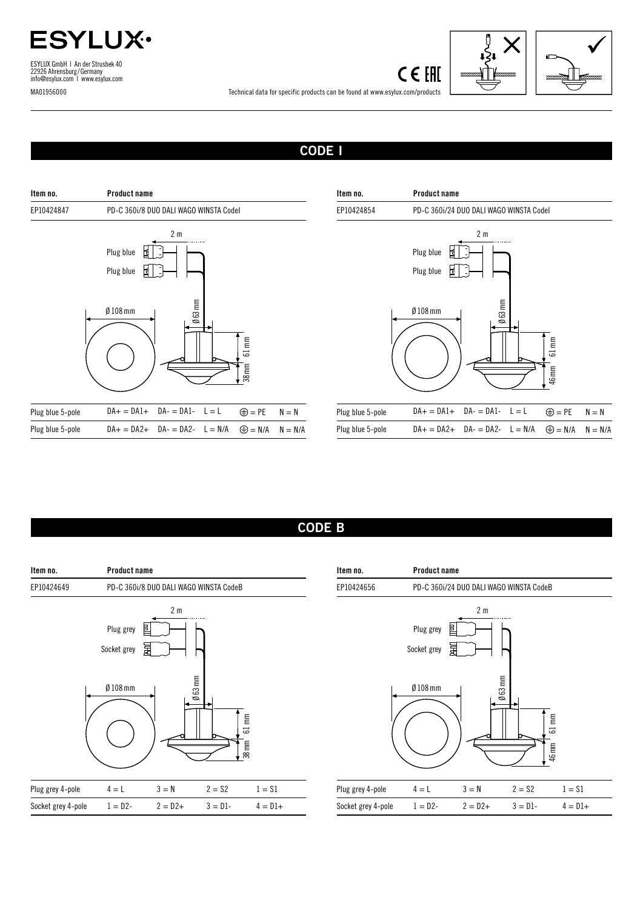# ESYLUX

ESYLUX GmbH | An der Strusbek 40
22926 Ahrensburg / Germany
info@esylux.com | www.esylux.com

MA01956000

Technical data for specific products can be found at www.esylux.com/products

## CODE I

| Item no. | Product name |
|---|---|
| EP10424847 | PD-C 360i/8 DUO DALI WAGO WINSTA CodeI |

2 m
Plug blue
Plug blue
Ø 108 mm
Ø 63 mm
61 mm
38 mm

| | | | | | |
|---|---|---|---|---|---|
| Plug blue 5-pole | DA+ = DA1+ | DA- = DA1- | L = L | ⏚ = PE | N = N |
| Plug blue 5-pole | DA+ = DA2+ | DA- = DA2- | L = N/A | ⏚ = N/A | N = N/A |

| Item no. | Product name |
|---|---|
| EP10424854 | PD-C 360i/24 DUO DALI WAGO WINSTA CodeI |

2 m
Plug blue
Plug blue
Ø 108 mm
Ø 63 mm
61 mm
46 mm

| | | | | | |
|---|---|---|---|---|---|
| Plug blue 5-pole | DA+ = DA1+ | DA- = DA1- | L = L | ⏚ = PE | N = N |
| Plug blue 5-pole | DA+ = DA2+ | DA- = DA2- | L = N/A | ⏚ = N/A | N = N/A |

## CODE B

| Item no. | Product name |
|---|---|
| EP10424649 | PD-C 360i/8 DUO DALI WAGO WINSTA CodeB |

2 m
Plug grey
Socket grey
Ø 108 mm
Ø 63 mm
61 mm
38 mm

| | | | | |
|---|---|---|---|---|
| Plug grey 4-pole | 4 = L | 3 = N | 2 = S2 | 1 = S1 |
| Socket grey 4-pole | 1 = D2- | 2 = D2+ | 3 = D1- | 4 = D1+ |

| Item no. | Product name |
|---|---|
| EP10424656 | PD-C 360i/24 DUO DALI WAGO WINSTA CodeB |

2 m
Plug grey
Socket grey
Ø 108 mm
Ø 63 mm
61 mm
46 mm

| | | | | |
|---|---|---|---|---|
| Plug grey 4-pole | 4 = L | 3 = N | 2 = S2 | 1 = S1 |
| Socket grey 4-pole | 1 = D2- | 2 = D2+ | 3 = D1- | 4 = D1+ |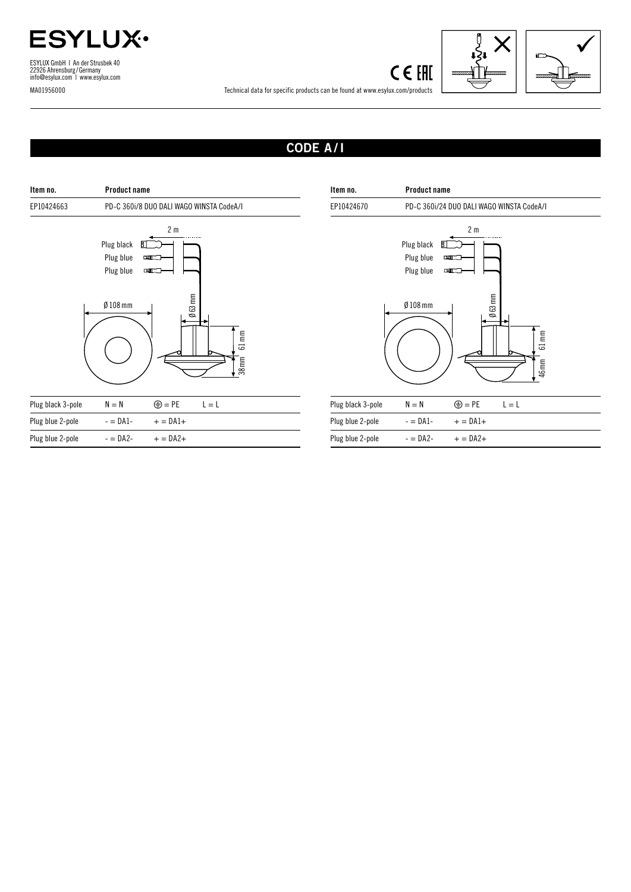ESYLUX GmbH | An der Strusbek 40
22926 Ahrensburg/Germany
info@esylux.com | www.esylux.com
MA01956000

Technical data for specific products can be found at www.esylux.com/products

# CODE A/I

| Item no. | Product name |
|---|---|
| EP10424663 | PD-C 360i/8 DUO DALI WAGO WINSTA CodeA/I |

2 m
Plug black
Plug blue
Plug blue
Ø 108 mm
Ø 63 mm
61 mm
38mm

| | | | |
|---|---|---|---|
| Plug black 3-pole | N = N | ⊕ = PE | L = L |
| Plug blue 2-pole | - = DA1- | + = DA1+ | |
| Plug blue 2-pole | - = DA2- | + = DA2+ | |

| Item no. | Product name |
|---|---|
| EP10424670 | PD-C 360i/24 DUO DALI WAGO WINSTA CodeA/I |

2 m
Plug black
Plug blue
Plug blue
Ø 108 mm
Ø 63 mm
61 mm
46mm

| | | | |
|---|---|---|---|
| Plug black 3-pole | N = N | ⊕ = PE | L = L |
| Plug blue 2-pole | - = DA1- | + = DA1+ | |
| Plug blue 2-pole | - = DA2- | + = DA2+ | |